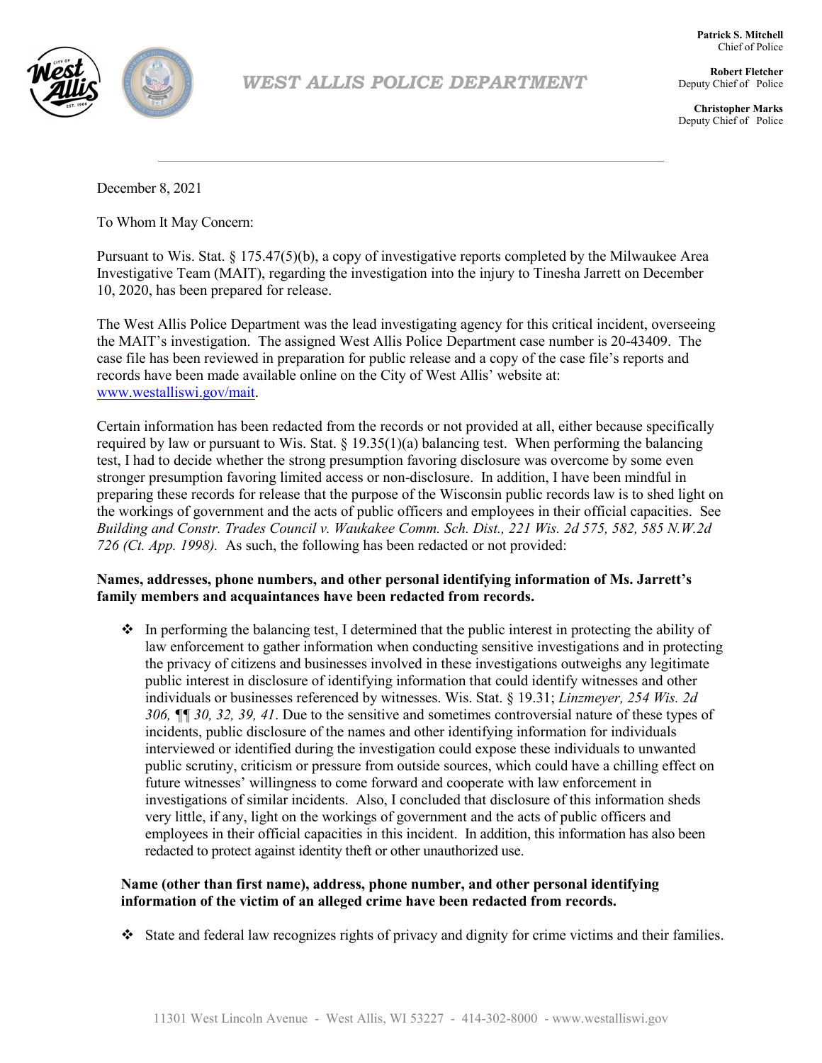Patrick S. Mitchell
Chief of Police

Robert Fletcher
Deputy Chief of Police

Christopher Marks
Deputy Chief of Police

# WEST ALLIS POLICE DEPARTMENT

December 8, 2021

To Whom It May Concern:

Pursuant to Wis. Stat. § 175.47(5)(b), a copy of investigative reports completed by the Milwaukee Area Investigative Team (MAIT), regarding the investigation into the injury to Tinesha Jarrett on December 10, 2020, has been prepared for release.

The West Allis Police Department was the lead investigating agency for this critical incident, overseeing the MAIT's investigation. The assigned West Allis Police Department case number is 20-43409. The case file has been reviewed in preparation for public release and a copy of the case file's reports and records have been made available online on the City of West Allis' website at: www.westalliswi.gov/mait.

Certain information has been redacted from the records or not provided at all, either because specifically required by law or pursuant to Wis. Stat. § 19.35(1)(a) balancing test. When performing the balancing test, I had to decide whether the strong presumption favoring disclosure was overcome by some even stronger presumption favoring limited access or non-disclosure. In addition, I have been mindful in preparing these records for release that the purpose of the Wisconsin public records law is to shed light on the workings of government and the acts of public officers and employees in their official capacities. See *Building and Constr. Trades Council v. Waukakee Comm. Sch. Dist., 221 Wis. 2d 575, 582, 585 N.W.2d 726 (Ct. App. 1998).* As such, the following has been redacted or not provided:

**Names, addresses, phone numbers, and other personal identifying information of Ms. Jarrett's family members and acquaintances have been redacted from records.**

- In performing the balancing test, I determined that the public interest in protecting the ability of law enforcement to gather information when conducting sensitive investigations and in protecting the privacy of citizens and businesses involved in these investigations outweighs any legitimate public interest in disclosure of identifying information that could identify witnesses and other individuals or businesses referenced by witnesses. Wis. Stat. § 19.31; *Linzmeyer, 254 Wis. 2d 306, ¶¶ 30, 32, 39, 41*. Due to the sensitive and sometimes controversial nature of these types of incidents, public disclosure of the names and other identifying information for individuals interviewed or identified during the investigation could expose these individuals to unwanted public scrutiny, criticism or pressure from outside sources, which could have a chilling effect on future witnesses' willingness to come forward and cooperate with law enforcement in investigations of similar incidents. Also, I concluded that disclosure of this information sheds very little, if any, light on the workings of government and the acts of public officers and employees in their official capacities in this incident. In addition, this information has also been redacted to protect against identity theft or other unauthorized use.

**Name (other than first name), address, phone number, and other personal identifying information of the victim of an alleged crime have been redacted from records.**

- State and federal law recognizes rights of privacy and dignity for crime victims and their families.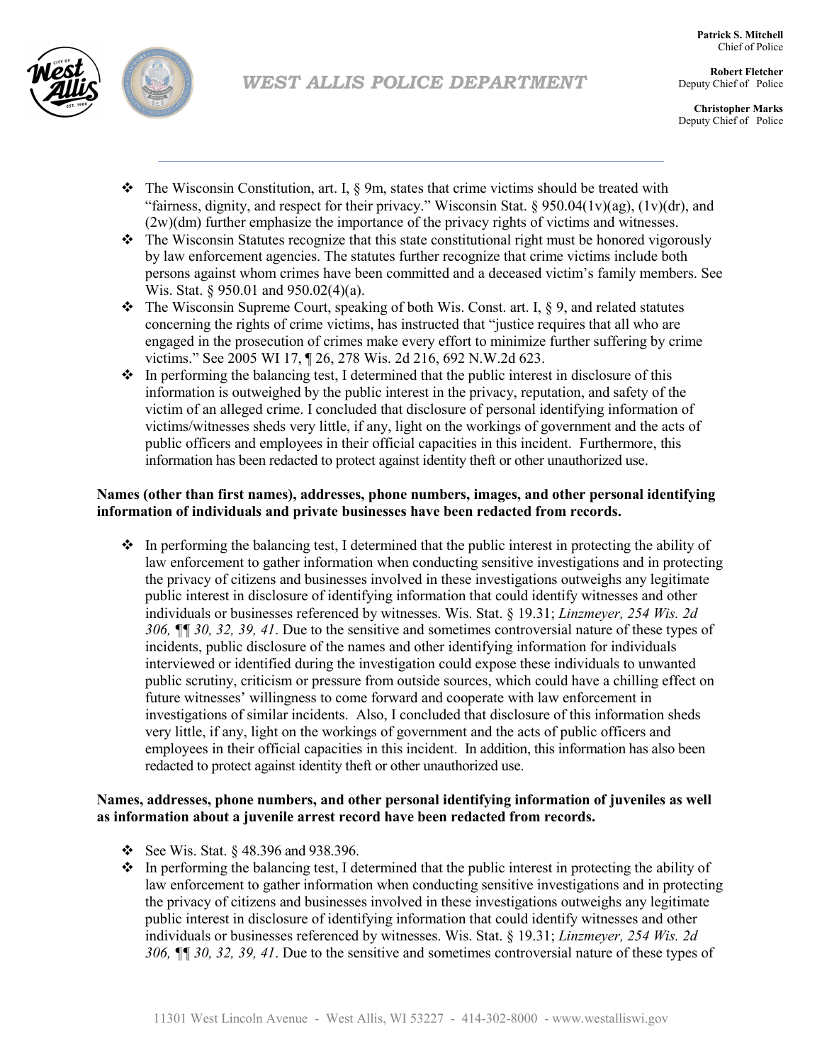- The Wisconsin Constitution, art. I, § 9m, states that crime victims should be treated with "fairness, dignity, and respect for their privacy." Wisconsin Stat. § 950.04(1v)(ag), (1v)(dr), and (2w)(dm) further emphasize the importance of the privacy rights of victims and witnesses.
- The Wisconsin Statutes recognize that this state constitutional right must be honored vigorously by law enforcement agencies. The statutes further recognize that crime victims include both persons against whom crimes have been committed and a deceased victim's family members. See Wis. Stat. § 950.01 and 950.02(4)(a).
- The Wisconsin Supreme Court, speaking of both Wis. Const. art. I, § 9, and related statutes concerning the rights of crime victims, has instructed that "justice requires that all who are engaged in the prosecution of crimes make every effort to minimize further suffering by crime victims." See 2005 WI 17, ¶ 26, 278 Wis. 2d 216, 692 N.W.2d 623.
- In performing the balancing test, I determined that the public interest in disclosure of this information is outweighed by the public interest in the privacy, reputation, and safety of the victim of an alleged crime. I concluded that disclosure of personal identifying information of victims/witnesses sheds very little, if any, light on the workings of government and the acts of public officers and employees in their official capacities in this incident. Furthermore, this information has been redacted to protect against identity theft or other unauthorized use.

**Names (other than first names), addresses, phone numbers, images, and other personal identifying information of individuals and private businesses have been redacted from records.**

- In performing the balancing test, I determined that the public interest in protecting the ability of law enforcement to gather information when conducting sensitive investigations and in protecting the privacy of citizens and businesses involved in these investigations outweighs any legitimate public interest in disclosure of identifying information that could identify witnesses and other individuals or businesses referenced by witnesses. Wis. Stat. § 19.31; *Linzmeyer, 254 Wis. 2d 306, ¶¶ 30, 32, 39, 41*. Due to the sensitive and sometimes controversial nature of these types of incidents, public disclosure of the names and other identifying information for individuals interviewed or identified during the investigation could expose these individuals to unwanted public scrutiny, criticism or pressure from outside sources, which could have a chilling effect on future witnesses' willingness to come forward and cooperate with law enforcement in investigations of similar incidents. Also, I concluded that disclosure of this information sheds very little, if any, light on the workings of government and the acts of public officers and employees in their official capacities in this incident. In addition, this information has also been redacted to protect against identity theft or other unauthorized use.

**Names, addresses, phone numbers, and other personal identifying information of juveniles as well as information about a juvenile arrest record have been redacted from records.**

- See Wis. Stat. § 48.396 and 938.396.
- In performing the balancing test, I determined that the public interest in protecting the ability of law enforcement to gather information when conducting sensitive investigations and in protecting the privacy of citizens and businesses involved in these investigations outweighs any legitimate public interest in disclosure of identifying information that could identify witnesses and other individuals or businesses referenced by witnesses. Wis. Stat. § 19.31; *Linzmeyer, 254 Wis. 2d 306, ¶¶ 30, 32, 39, 41*. Due to the sensitive and sometimes controversial nature of these types of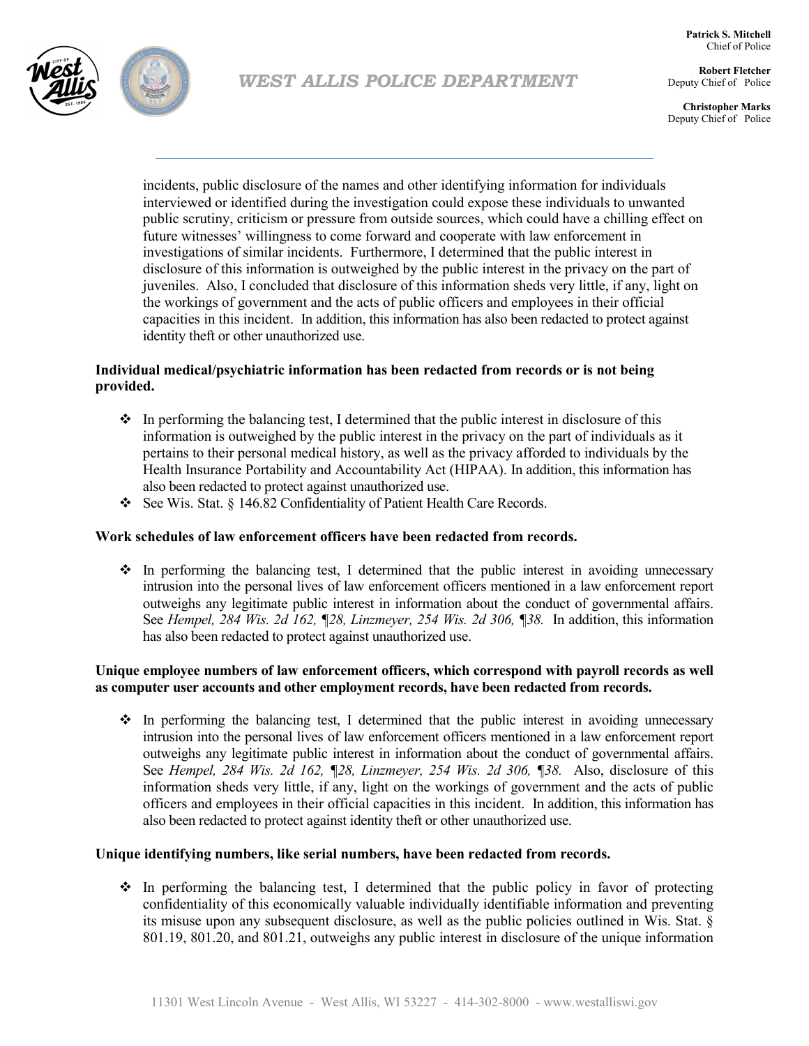incidents, public disclosure of the names and other identifying information for individuals interviewed or identified during the investigation could expose these individuals to unwanted public scrutiny, criticism or pressure from outside sources, which could have a chilling effect on future witnesses' willingness to come forward and cooperate with law enforcement in investigations of similar incidents. Furthermore, I determined that the public interest in disclosure of this information is outweighed by the public interest in the privacy on the part of juveniles. Also, I concluded that disclosure of this information sheds very little, if any, light on the workings of government and the acts of public officers and employees in their official capacities in this incident. In addition, this information has also been redacted to protect against identity theft or other unauthorized use.

**Individual medical/psychiatric information has been redacted from records or is not being provided.**

- In performing the balancing test, I determined that the public interest in disclosure of this information is outweighed by the public interest in the privacy on the part of individuals as it pertains to their personal medical history, as well as the privacy afforded to individuals by the Health Insurance Portability and Accountability Act (HIPAA). In addition, this information has also been redacted to protect against unauthorized use.
- See Wis. Stat. § 146.82 Confidentiality of Patient Health Care Records.

**Work schedules of law enforcement officers have been redacted from records.**

- In performing the balancing test, I determined that the public interest in avoiding unnecessary intrusion into the personal lives of law enforcement officers mentioned in a law enforcement report outweighs any legitimate public interest in information about the conduct of governmental affairs. See *Hempel, 284 Wis. 2d 162, ¶28, Linzmeyer, 254 Wis. 2d 306, ¶38.* In addition, this information has also been redacted to protect against unauthorized use.

**Unique employee numbers of law enforcement officers, which correspond with payroll records as well as computer user accounts and other employment records, have been redacted from records.**

- In performing the balancing test, I determined that the public interest in avoiding unnecessary intrusion into the personal lives of law enforcement officers mentioned in a law enforcement report outweighs any legitimate public interest in information about the conduct of governmental affairs. See *Hempel, 284 Wis. 2d 162, ¶28, Linzmeyer, 254 Wis. 2d 306, ¶38.* Also, disclosure of this information sheds very little, if any, light on the workings of government and the acts of public officers and employees in their official capacities in this incident. In addition, this information has also been redacted to protect against identity theft or other unauthorized use.

**Unique identifying numbers, like serial numbers, have been redacted from records.**

- In performing the balancing test, I determined that the public policy in favor of protecting confidentiality of this economically valuable individually identifiable information and preventing its misuse upon any subsequent disclosure, as well as the public policies outlined in Wis. Stat. § 801.19, 801.20, and 801.21, outweighs any public interest in disclosure of the unique information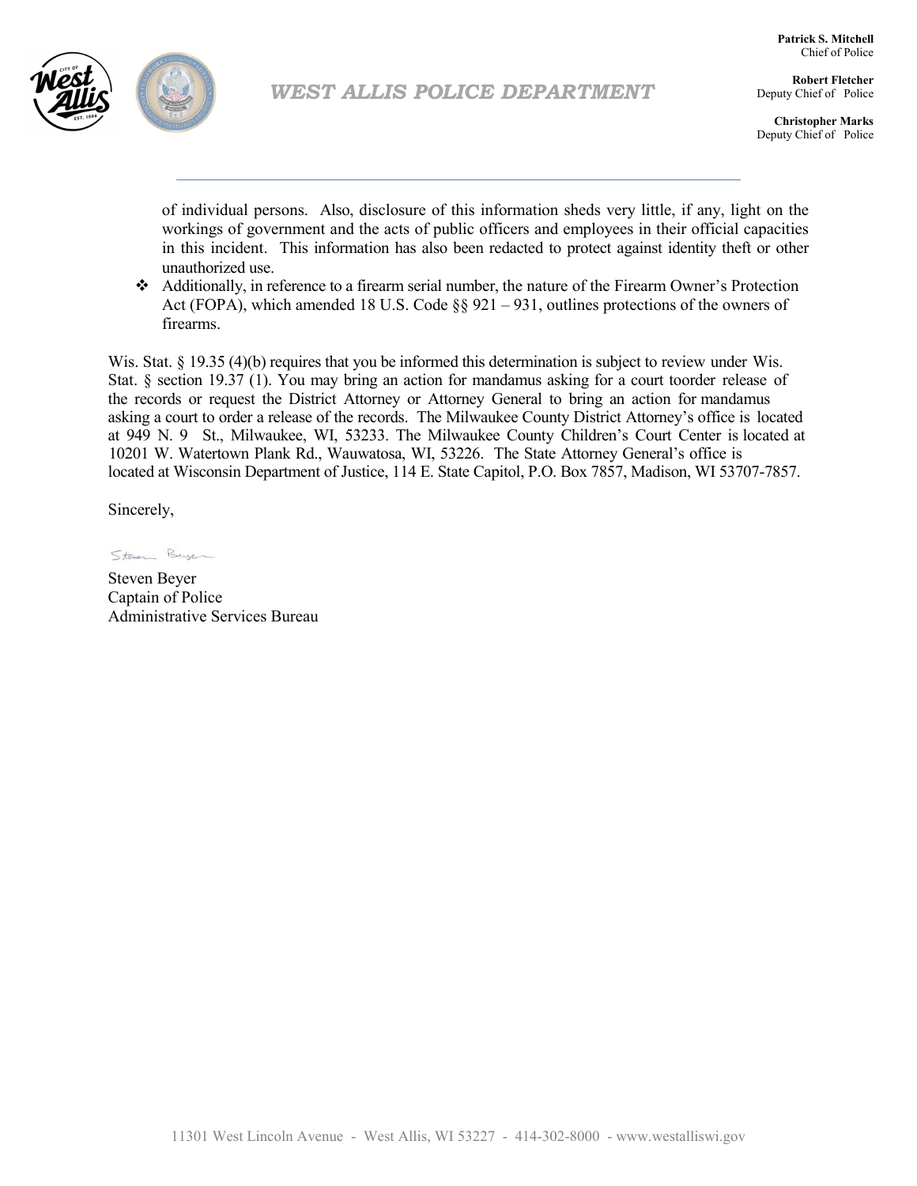of individual persons. Also, disclosure of this information sheds very little, if any, light on the workings of government and the acts of public officers and employees in their official capacities in this incident. This information has also been redacted to protect against identity theft or other unauthorized use.

- Additionally, in reference to a firearm serial number, the nature of the Firearm Owner's Protection Act (FOPA), which amended 18 U.S. Code §§ 921 – 931, outlines protections of the owners of firearms.

Wis. Stat. § 19.35 (4)(b) requires that you be informed this determination is subject to review under Wis. Stat. § section 19.37 (1). You may bring an action for mandamus asking for a court toorder release of the records or request the District Attorney or Attorney General to bring an action for mandamus asking a court to order a release of the records. The Milwaukee County District Attorney's office is located at 949 N. 9 St., Milwaukee, WI, 53233. The Milwaukee County Children's Court Center is located at 10201 W. Watertown Plank Rd., Wauwatosa, WI, 53226. The State Attorney General's office is located at Wisconsin Department of Justice, 114 E. State Capitol, P.O. Box 7857, Madison, WI 53707-7857.

Sincerely,

Steven Beyer
Captain of Police
Administrative Services Bureau